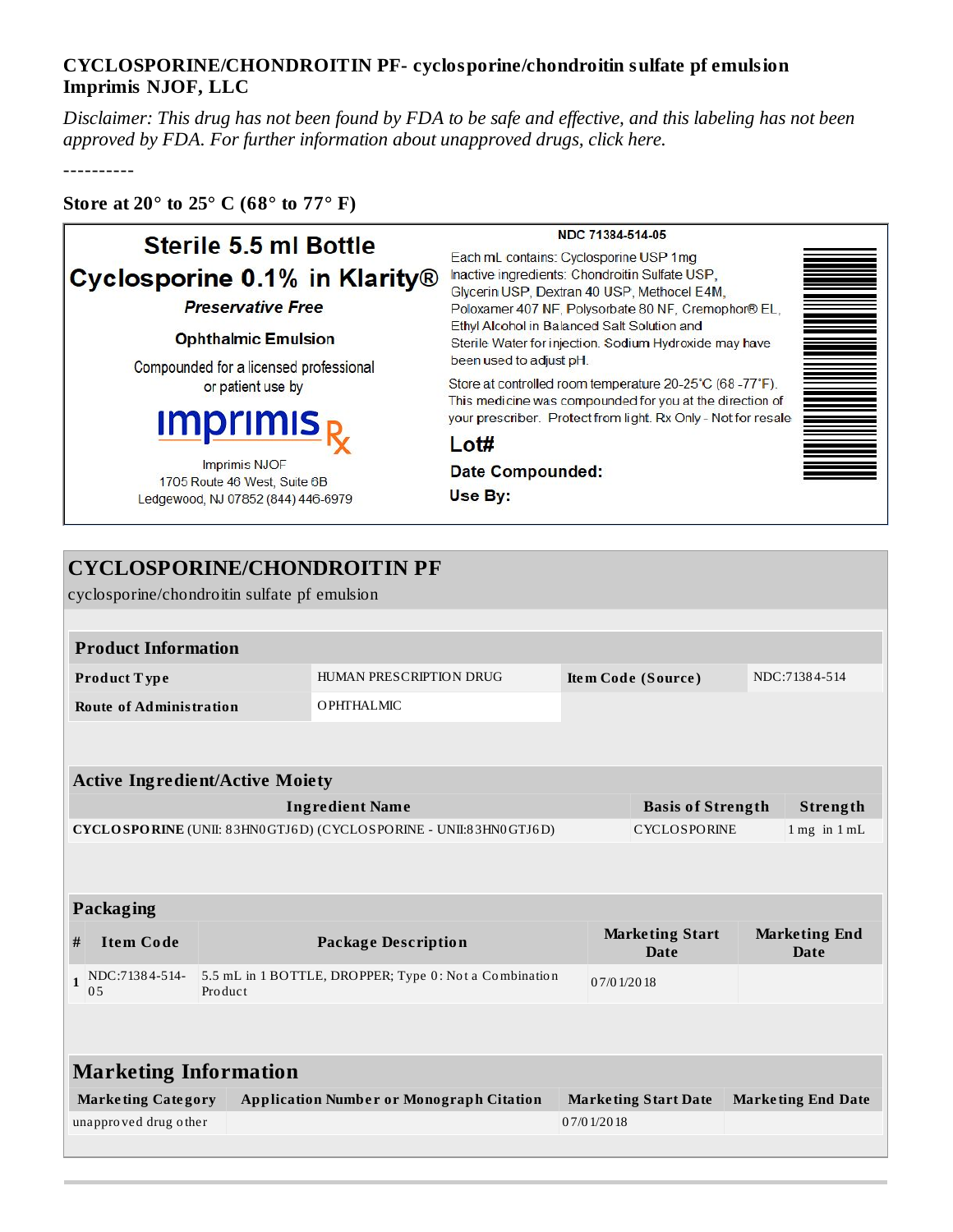**CYCLOSPORINE/CHONDROITIN PF- cyclosporine/chondroitin sulfate pf emulsion**
**Imprimis NJOF, LLC**

*Disclaimer: This drug has not been found by FDA to be safe and effective, and this labeling has not been approved by FDA. For further information about unapproved drugs, click here.*

----------

**Store at 20° to 25° C (68° to 77° F)**

**Sterile 5.5 ml Bottle**

**Cyclosporine 0.1% in Klarity®**

***Preservative Free***

**Ophthalmic Emulsion**

Compounded for a licensed professional or patient use by

imprimis Rx

Imprimis NJOF
1705 Route 46 West, Suite 6B
Ledgewood, NJ 07852 (844) 446-6979

**NDC 71384-514-05**

Each mL contains: Cyclosporine USP 1mg
Inactive ingredients: Chondroitin Sulfate USP, Glycerin USP, Dextran 40 USP, Methocel E4M, Poloxamer 407 NF, Polysorbate 80 NF, Cremophor® EL, Ethyl Alcohol in Balanced Salt Solution and Sterile Water for injection. Sodium Hydroxide may have been used to adjust pH.

Store at controlled room temperature 20-25°C (68 -77°F). This medicine was compounded for you at the direction of your prescriber. Protect from light. Rx Only - Not for resale

**Lot#**

**Date Compounded:**

**Use By:**

## CYCLOSPORINE/CHONDROITIN PF

cyclosporine/chondroitin sulfate pf emulsion

| **Product Information** | | | |
|---|---|---|---|
| **Product Type** | HUMAN PRESCRIPTION DRUG | **Item Code (Source)** | NDC:71384-514 |
| **Route of Administration** | OPHTHALMIC | | |

| **Active Ingredient/Active Moiety** | | |
|---|---|---|
| **Ingredient Name** | **Basis of Strength** | **Strength** |
| **CYCLOSPORINE** (UNII: 83HN0GTJ6D) (CYCLOSPORINE - UNII:83HN0GTJ6D) | CYCLOSPORINE | 1 mg in 1 mL |

| **Packaging** | | | | |
|---|---|---|---|---|
| **#** | **Item Code** | **Package Description** | **Marketing Start Date** | **Marketing End Date** |
| 1 | NDC:71384-514-05 | 5.5 mL in 1 BOTTLE, DROPPER; Type 0: Not a Combination Product | 07/01/2018 | |

| **Marketing Information** | | | |
|---|---|---|---|
| **Marketing Category** | **Application Number or Monograph Citation** | **Marketing Start Date** | **Marketing End Date** |
| unapproved drug other | | 07/01/2018 | |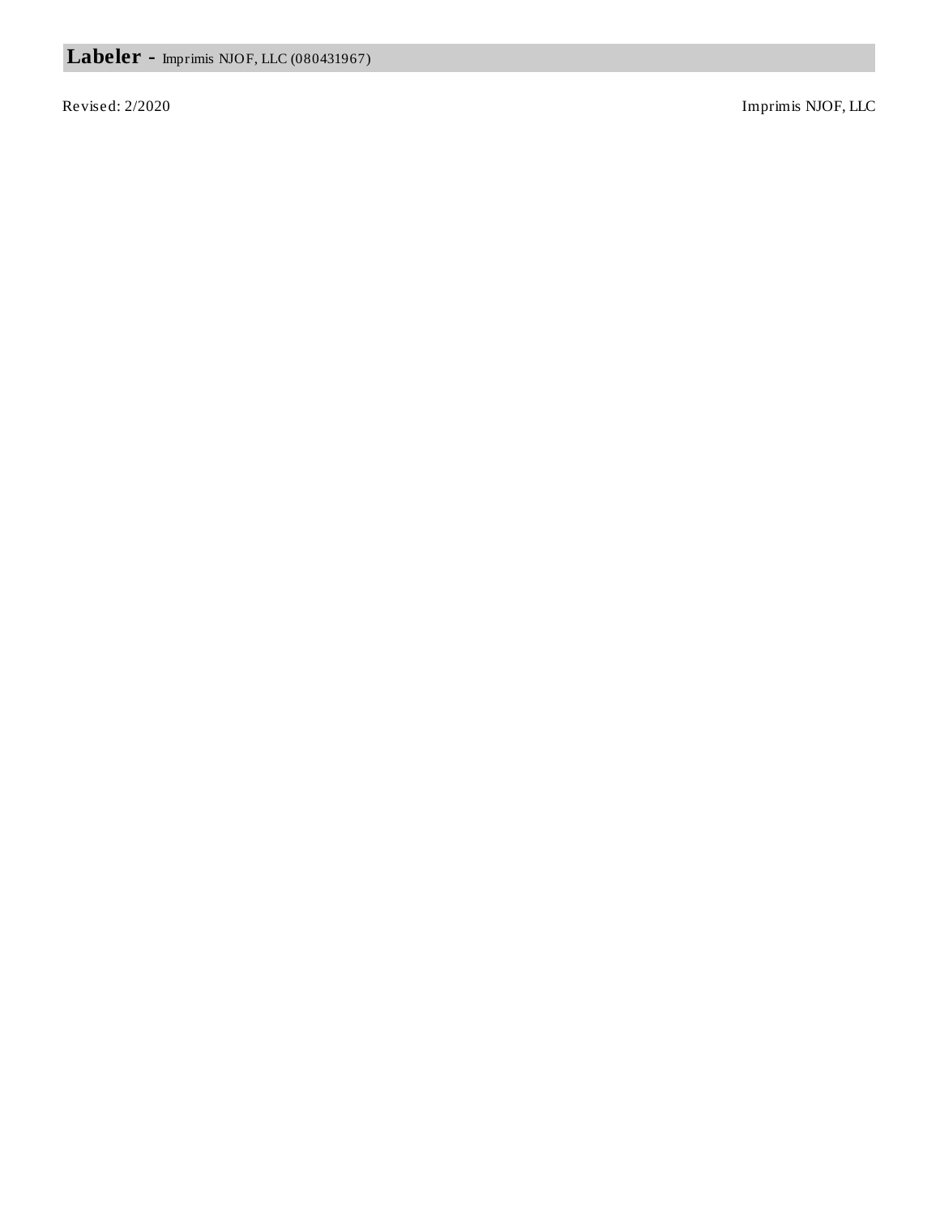**Labeler -** Imprimis NJOF, LLC (080431967)

Revised: 2/2020

Imprimis NJOF, LLC